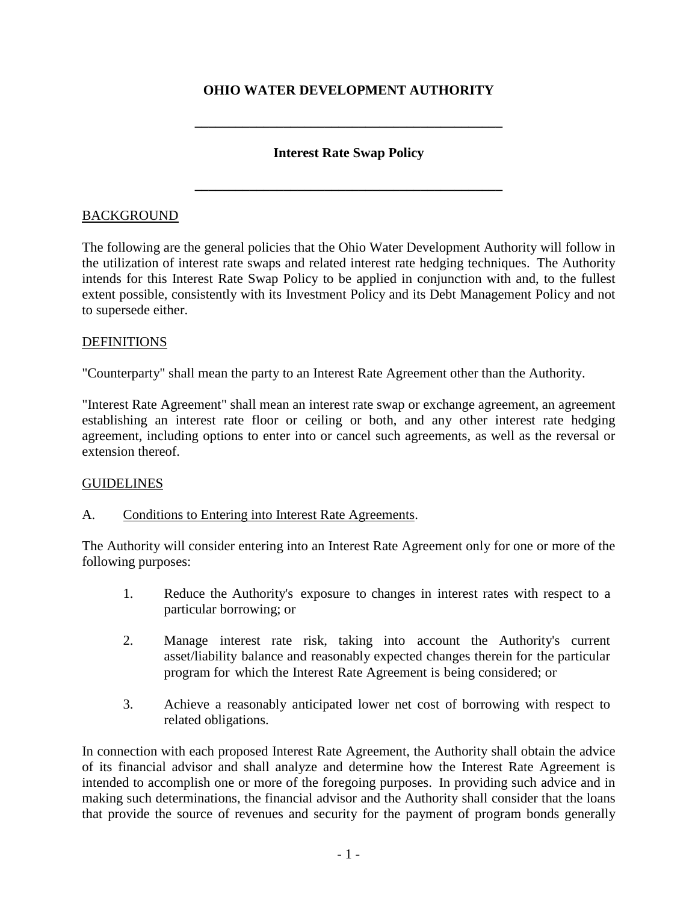# OHIO WATER DEVELOPMENT AUTHORITY

---

## Interest Rate Swap Policy

---

BACKGROUND

The following are the general policies that the Ohio Water Development Authority will follow in the utilization of interest rate swaps and related interest rate hedging techniques. The Authority intends for this Interest Rate Swap Policy to be applied in conjunction with and, to the fullest extent possible, consistently with its Investment Policy and its Debt Management Policy and not to supersede either.

DEFINITIONS

"Counterparty" shall mean the party to an Interest Rate Agreement other than the Authority.

"Interest Rate Agreement" shall mean an interest rate swap or exchange agreement, an agreement establishing an interest rate floor or ceiling or both, and any other interest rate hedging agreement, including options to enter into or cancel such agreements, as well as the reversal or extension thereof.

GUIDELINES

A. Conditions to Entering into Interest Rate Agreements.

The Authority will consider entering into an Interest Rate Agreement only for one or more of the following purposes:

1. Reduce the Authority's exposure to changes in interest rates with respect to a particular borrowing; or

2. Manage interest rate risk, taking into account the Authority's current asset/liability balance and reasonably expected changes therein for the particular program for which the Interest Rate Agreement is being considered; or

3. Achieve a reasonably anticipated lower net cost of borrowing with respect to related obligations.

In connection with each proposed Interest Rate Agreement, the Authority shall obtain the advice of its financial advisor and shall analyze and determine how the Interest Rate Agreement is intended to accomplish one or more of the foregoing purposes. In providing such advice and in making such determinations, the financial advisor and the Authority shall consider that the loans that provide the source of revenues and security for the payment of program bonds generally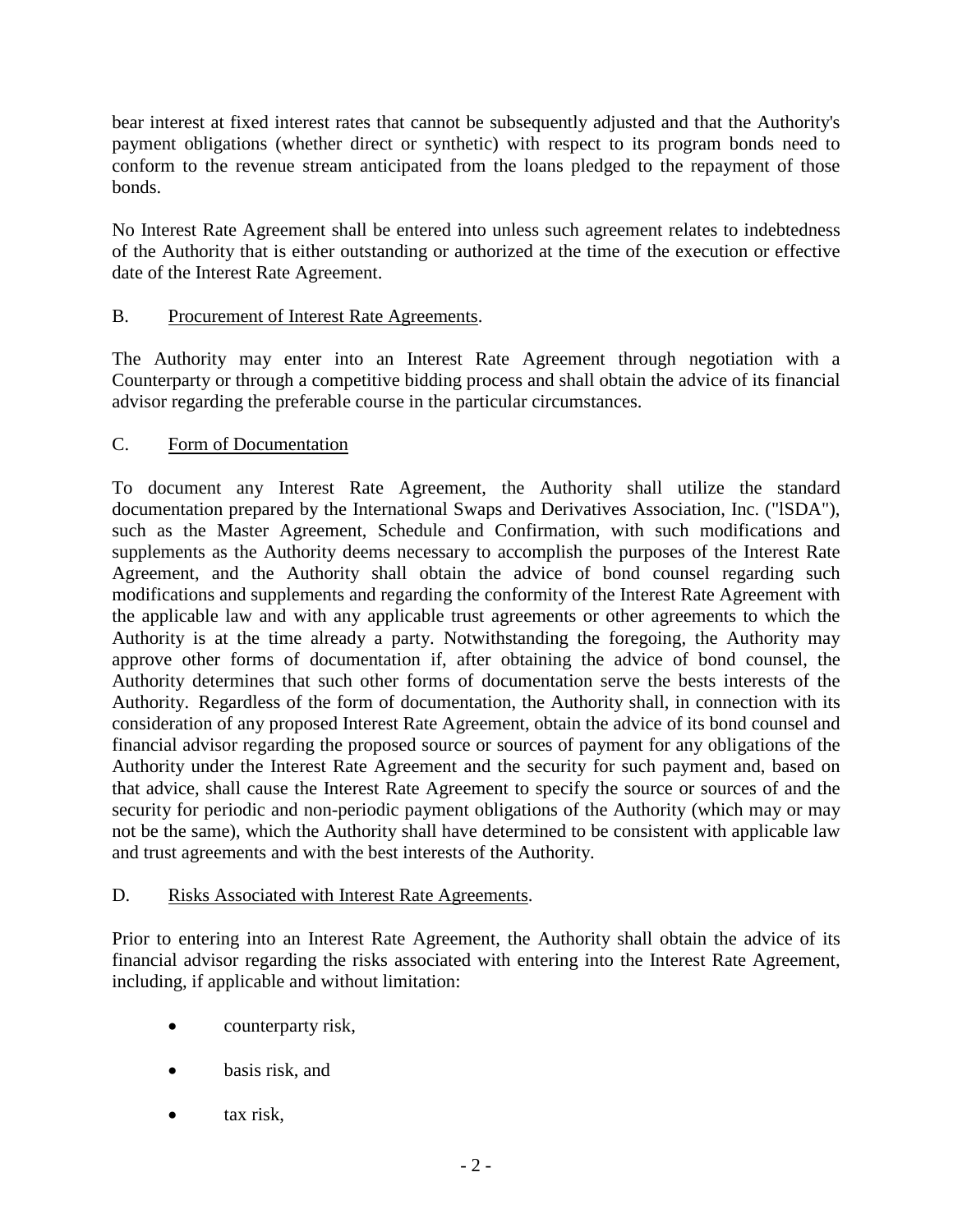bear interest at fixed interest rates that cannot be subsequently adjusted and that the Authority's payment obligations (whether direct or synthetic) with respect to its program bonds need to conform to the revenue stream anticipated from the loans pledged to the repayment of those bonds.

No Interest Rate Agreement shall be entered into unless such agreement relates to indebtedness of the Authority that is either outstanding or authorized at the time of the execution or effective date of the Interest Rate Agreement.

B. Procurement of Interest Rate Agreements.

The Authority may enter into an Interest Rate Agreement through negotiation with a Counterparty or through a competitive bidding process and shall obtain the advice of its financial advisor regarding the preferable course in the particular circumstances.

C. Form of Documentation

To document any Interest Rate Agreement, the Authority shall utilize the standard documentation prepared by the International Swaps and Derivatives Association, Inc. ("lSDA"), such as the Master Agreement, Schedule and Confirmation, with such modifications and supplements as the Authority deems necessary to accomplish the purposes of the Interest Rate Agreement, and the Authority shall obtain the advice of bond counsel regarding such modifications and supplements and regarding the conformity of the Interest Rate Agreement with the applicable law and with any applicable trust agreements or other agreements to which the Authority is at the time already a party. Notwithstanding the foregoing, the Authority may approve other forms of documentation if, after obtaining the advice of bond counsel, the Authority determines that such other forms of documentation serve the bests interests of the Authority. Regardless of the form of documentation, the Authority shall, in connection with its consideration of any proposed Interest Rate Agreement, obtain the advice of its bond counsel and financial advisor regarding the proposed source or sources of payment for any obligations of the Authority under the Interest Rate Agreement and the security for such payment and, based on that advice, shall cause the Interest Rate Agreement to specify the source or sources of and the security for periodic and non-periodic payment obligations of the Authority (which may or may not be the same), which the Authority shall have determined to be consistent with applicable law and trust agreements and with the best interests of the Authority.

D. Risks Associated with Interest Rate Agreements.

Prior to entering into an Interest Rate Agreement, the Authority shall obtain the advice of its financial advisor regarding the risks associated with entering into the Interest Rate Agreement, including, if applicable and without limitation:

- counterparty risk,
- basis risk, and
- tax risk,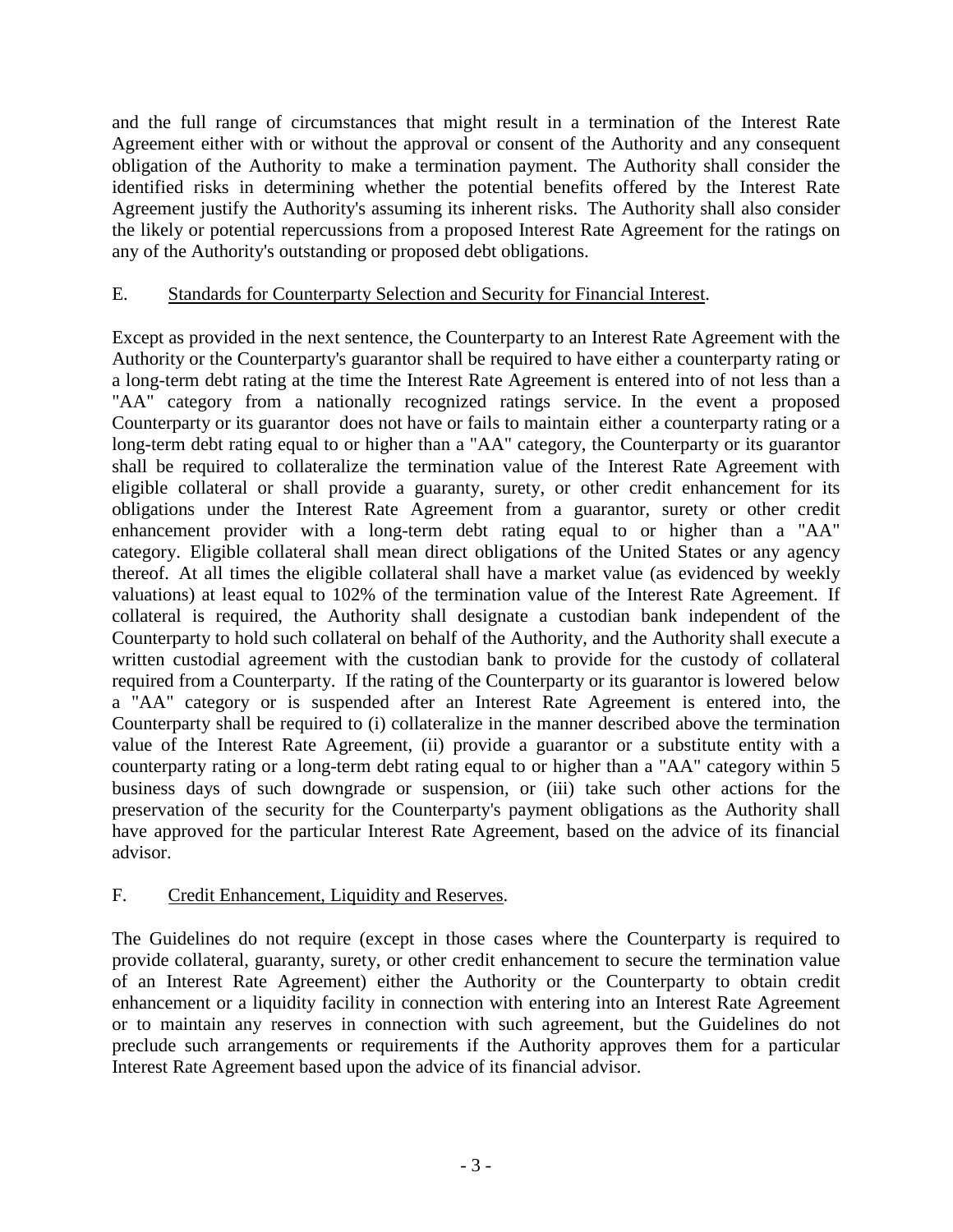and the full range of circumstances that might result in a termination of the Interest Rate Agreement either with or without the approval or consent of the Authority and any consequent obligation of the Authority to make a termination payment. The Authority shall consider the identified risks in determining whether the potential benefits offered by the Interest Rate Agreement justify the Authority's assuming its inherent risks. The Authority shall also consider the likely or potential repercussions from a proposed Interest Rate Agreement for the ratings on any of the Authority's outstanding or proposed debt obligations.

E. Standards for Counterparty Selection and Security for Financial Interest.

Except as provided in the next sentence, the Counterparty to an Interest Rate Agreement with the Authority or the Counterparty's guarantor shall be required to have either a counterparty rating or a long-term debt rating at the time the Interest Rate Agreement is entered into of not less than a "AA" category from a nationally recognized ratings service. In the event a proposed Counterparty or its guarantor does not have or fails to maintain either a counterparty rating or a long-term debt rating equal to or higher than a "AA" category, the Counterparty or its guarantor shall be required to collateralize the termination value of the Interest Rate Agreement with eligible collateral or shall provide a guaranty, surety, or other credit enhancement for its obligations under the Interest Rate Agreement from a guarantor, surety or other credit enhancement provider with a long-term debt rating equal to or higher than a "AA" category. Eligible collateral shall mean direct obligations of the United States or any agency thereof. At all times the eligible collateral shall have a market value (as evidenced by weekly valuations) at least equal to 102% of the termination value of the Interest Rate Agreement. If collateral is required, the Authority shall designate a custodian bank independent of the Counterparty to hold such collateral on behalf of the Authority, and the Authority shall execute a written custodial agreement with the custodian bank to provide for the custody of collateral required from a Counterparty. If the rating of the Counterparty or its guarantor is lowered below a "AA" category or is suspended after an Interest Rate Agreement is entered into, the Counterparty shall be required to (i) collateralize in the manner described above the termination value of the Interest Rate Agreement, (ii) provide a guarantor or a substitute entity with a counterparty rating or a long-term debt rating equal to or higher than a "AA" category within 5 business days of such downgrade or suspension, or (iii) take such other actions for the preservation of the security for the Counterparty's payment obligations as the Authority shall have approved for the particular Interest Rate Agreement, based on the advice of its financial advisor.

F. Credit Enhancement, Liquidity and Reserves.

The Guidelines do not require (except in those cases where the Counterparty is required to provide collateral, guaranty, surety, or other credit enhancement to secure the termination value of an Interest Rate Agreement) either the Authority or the Counterparty to obtain credit enhancement or a liquidity facility in connection with entering into an Interest Rate Agreement or to maintain any reserves in connection with such agreement, but the Guidelines do not preclude such arrangements or requirements if the Authority approves them for a particular Interest Rate Agreement based upon the advice of its financial advisor.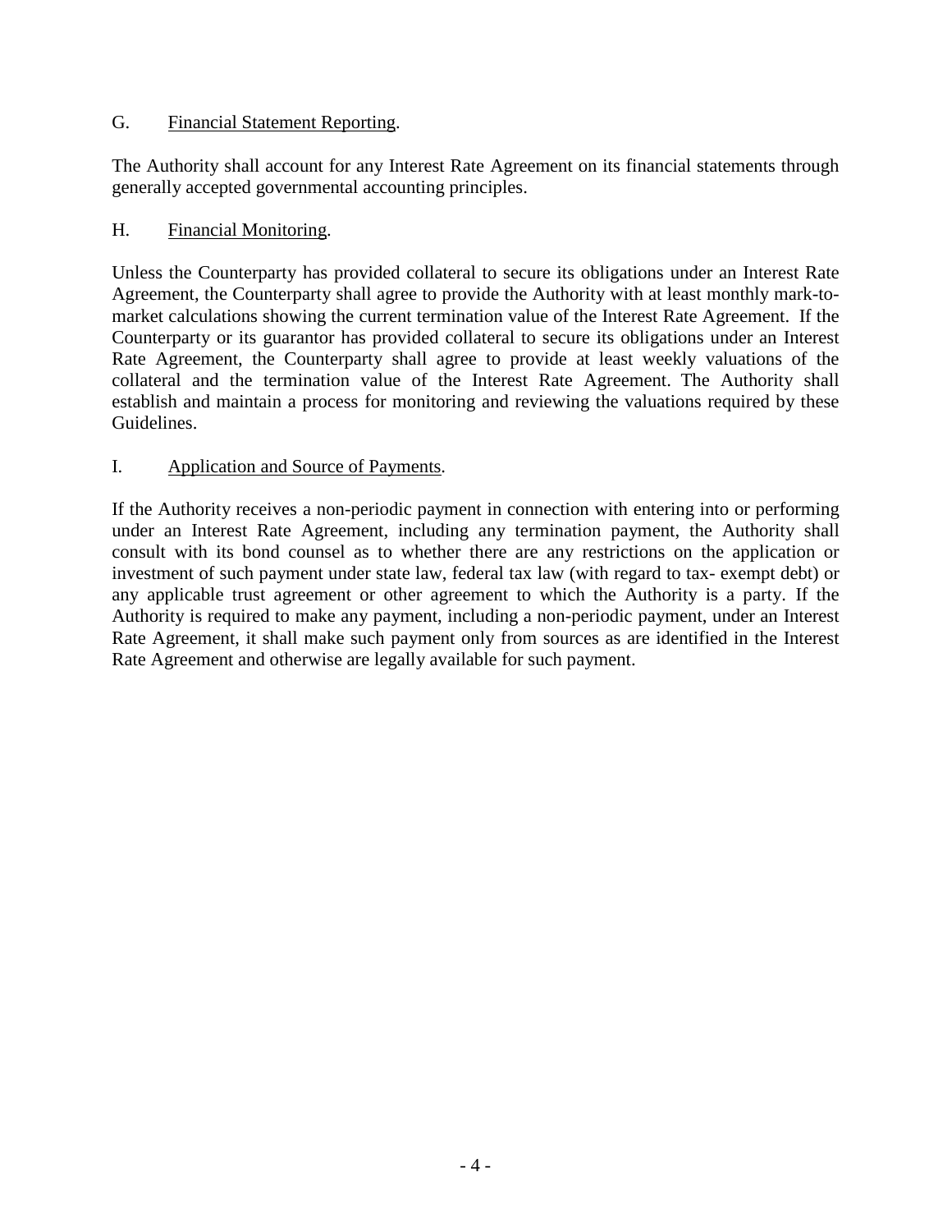G. Financial Statement Reporting.

The Authority shall account for any Interest Rate Agreement on its financial statements through generally accepted governmental accounting principles.

H. Financial Monitoring.

Unless the Counterparty has provided collateral to secure its obligations under an Interest Rate Agreement, the Counterparty shall agree to provide the Authority with at least monthly mark-to-market calculations showing the current termination value of the Interest Rate Agreement. If the Counterparty or its guarantor has provided collateral to secure its obligations under an Interest Rate Agreement, the Counterparty shall agree to provide at least weekly valuations of the collateral and the termination value of the Interest Rate Agreement. The Authority shall establish and maintain a process for monitoring and reviewing the valuations required by these Guidelines.

I. Application and Source of Payments.

If the Authority receives a non-periodic payment in connection with entering into or performing under an Interest Rate Agreement, including any termination payment, the Authority shall consult with its bond counsel as to whether there are any restrictions on the application or investment of such payment under state law, federal tax law (with regard to tax- exempt debt) or any applicable trust agreement or other agreement to which the Authority is a party. If the Authority is required to make any payment, including a non-periodic payment, under an Interest Rate Agreement, it shall make such payment only from sources as are identified in the Interest Rate Agreement and otherwise are legally available for such payment.